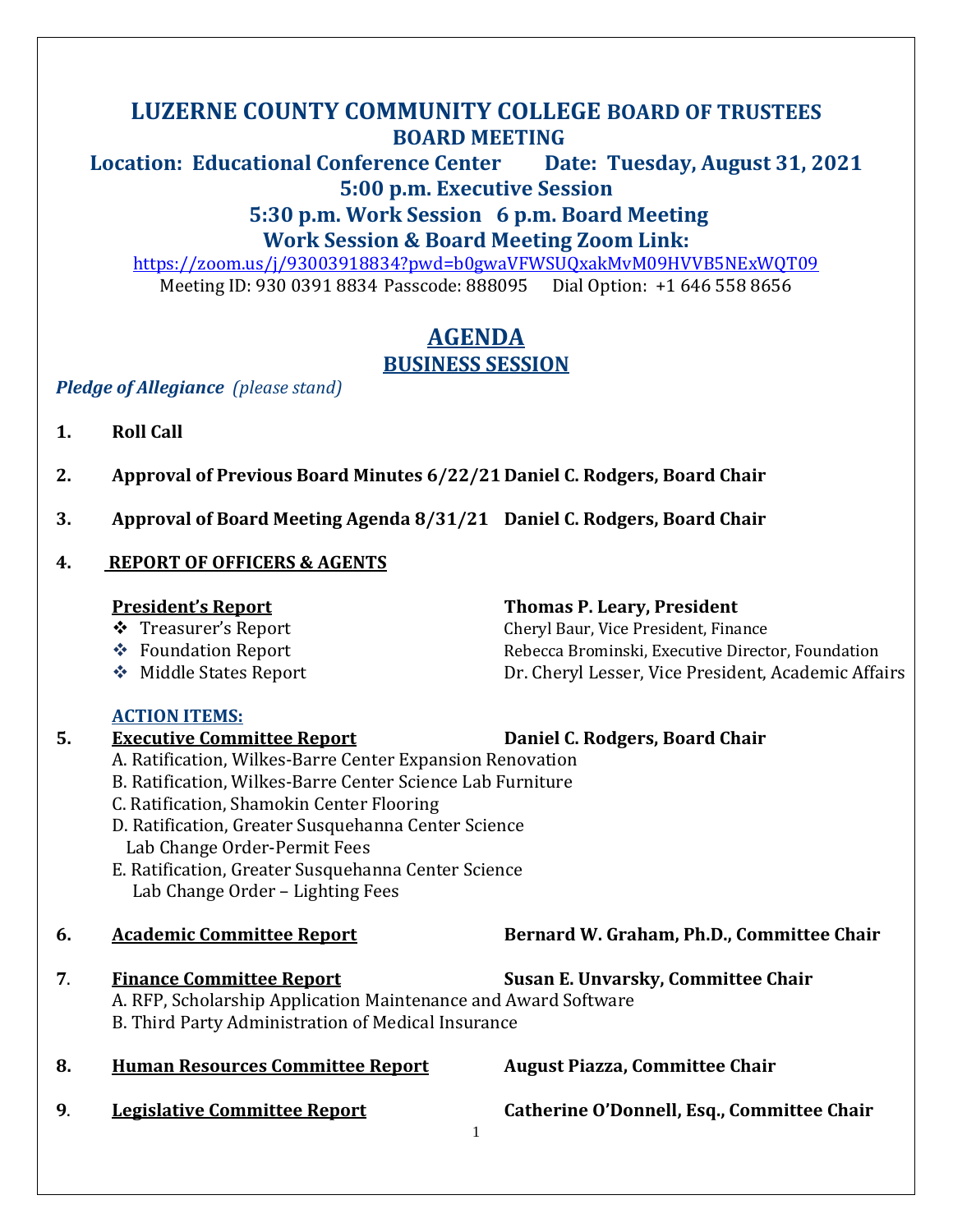# LUZERNE COUNTY COMMUNITY COLLEGE BOARD OF TRUSTEES
## BOARD MEETING

**Location: Educational Conference Center Date: Tuesday, August 31, 2021**

**5:00 p.m. Executive Session**

**5:30 p.m. Work Session 6 p.m. Board Meeting**

**Work Session & Board Meeting Zoom Link:**

https://zoom.us/j/93003918834?pwd=b0gwaVFWSUQxakMvM09HVVB5NExWQT09

Meeting ID: 930 0391 8834 Passcode: 888095 Dial Option: +1 646 558 8656

## AGENDA
## BUSINESS SESSION

***Pledge of Allegiance*** *(please stand)*

1. **Roll Call**

2. **Approval of Previous Board Minutes 6/22/21** — **Daniel C. Rodgers, Board Chair**

3. **Approval of Board Meeting Agenda 8/31/21** — **Daniel C. Rodgers, Board Chair**

4. **REPORT OF OFFICERS & AGENTS**

   **President's Report** — **Thomas P. Leary, President**
   - Treasurer's Report — Cheryl Baur, Vice President, Finance
   - Foundation Report — Rebecca Brominski, Executive Director, Foundation
   - Middle States Report — Dr. Cheryl Lesser, Vice President, Academic Affairs

   **ACTION ITEMS:**

5. **Executive Committee Report** — **Daniel C. Rodgers, Board Chair**
   - A. Ratification, Wilkes-Barre Center Expansion Renovation
   - B. Ratification, Wilkes-Barre Center Science Lab Furniture
   - C. Ratification, Shamokin Center Flooring
   - D. Ratification, Greater Susquehanna Center Science Lab Change Order-Permit Fees
   - E. Ratification, Greater Susquehanna Center Science Lab Change Order – Lighting Fees

6. **Academic Committee Report** — **Bernard W. Graham, Ph.D., Committee Chair**

7. **Finance Committee Report** — **Susan E. Unvarsky, Committee Chair**
   - A. RFP, Scholarship Application Maintenance and Award Software
   - B. Third Party Administration of Medical Insurance

8. **Human Resources Committee Report** — **August Piazza, Committee Chair**

9. **Legislative Committee Report** — **Catherine O'Donnell, Esq., Committee Chair**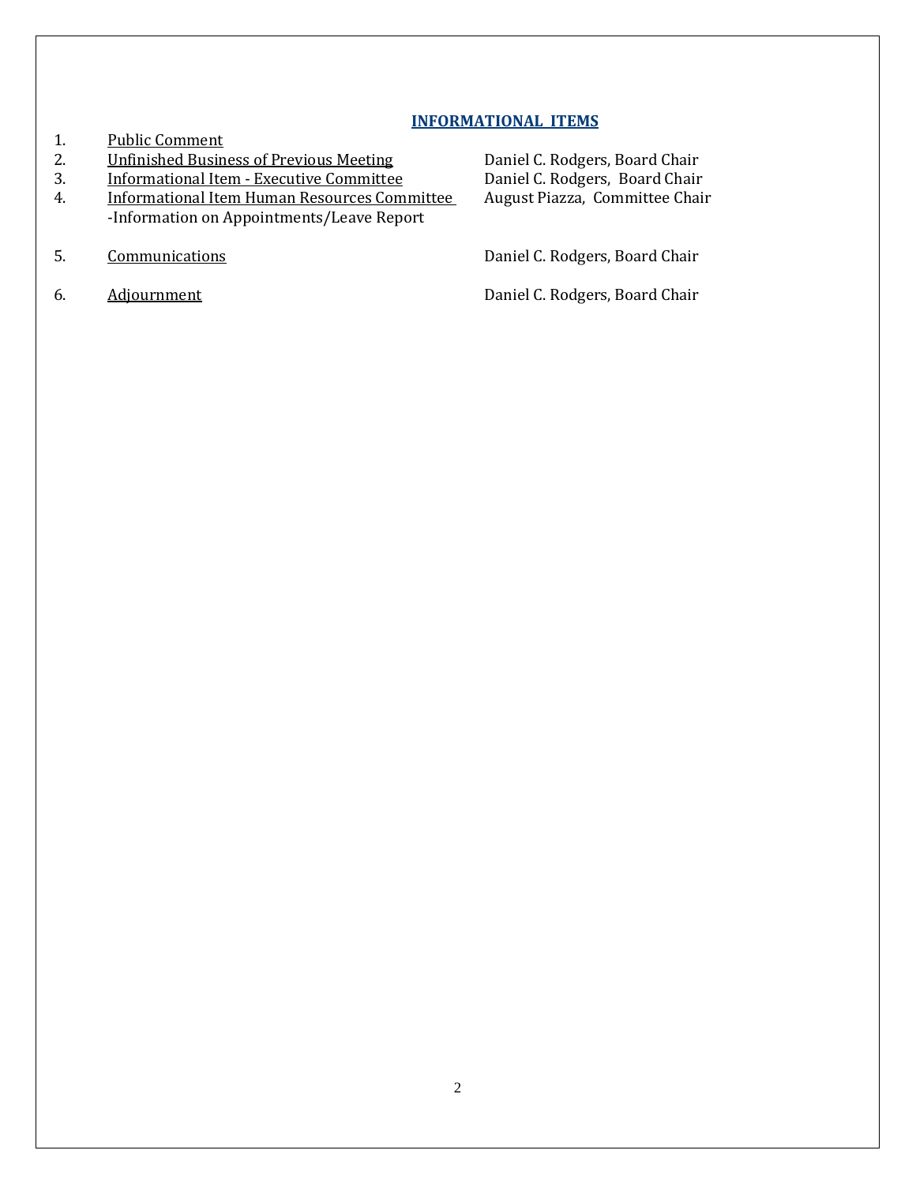## INFORMATIONAL ITEMS

1. Public Comment
2. Unfinished Business of Previous Meeting — Daniel C. Rodgers, Board Chair
3. Informational Item - Executive Committee — Daniel C. Rodgers, Board Chair
4. Informational Item Human Resources Committee — August Piazza, Committee Chair
   -Information on Appointments/Leave Report
5. Communications — Daniel C. Rodgers, Board Chair
6. Adjournment — Daniel C. Rodgers, Board Chair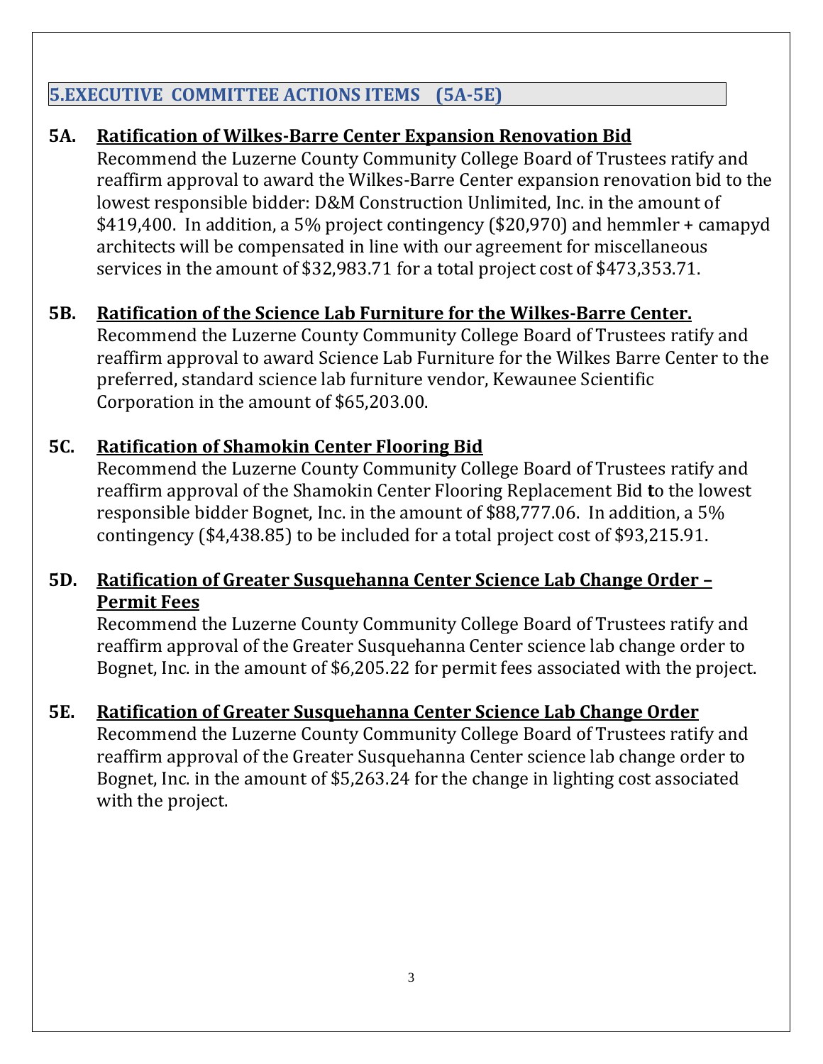## 5.EXECUTIVE COMMITTEE ACTIONS ITEMS (5A-5E)

**5A. <u>Ratification of Wilkes-Barre Center Expansion Renovation Bid</u>**

Recommend the Luzerne County Community College Board of Trustees ratify and reaffirm approval to award the Wilkes-Barre Center expansion renovation bid to the lowest responsible bidder: D&M Construction Unlimited, Inc. in the amount of $419,400. In addition, a 5% project contingency ($20,970) and hemmler + camapyd architects will be compensated in line with our agreement for miscellaneous services in the amount of $32,983.71 for a total project cost of $473,353.71.

**5B. <u>Ratification of the Science Lab Furniture for the Wilkes-Barre Center.</u>**

Recommend the Luzerne County Community College Board of Trustees ratify and reaffirm approval to award Science Lab Furniture for the Wilkes Barre Center to the preferred, standard science lab furniture vendor, Kewaunee Scientific Corporation in the amount of $65,203.00.

**5C. <u>Ratification of Shamokin Center Flooring Bid</u>**

Recommend the Luzerne County Community College Board of Trustees ratify and reaffirm approval of the Shamokin Center Flooring Replacement Bid **t**o the lowest responsible bidder Bognet, Inc. in the amount of $88,777.06. In addition, a 5% contingency ($4,438.85) to be included for a total project cost of $93,215.91.

**5D. <u>Ratification of Greater Susquehanna Center Science Lab Change Order – Permit Fees</u>**

Recommend the Luzerne County Community College Board of Trustees ratify and reaffirm approval of the Greater Susquehanna Center science lab change order to Bognet, Inc. in the amount of $6,205.22 for permit fees associated with the project.

**5E. <u>Ratification of Greater Susquehanna Center Science Lab Change Order</u>**

Recommend the Luzerne County Community College Board of Trustees ratify and reaffirm approval of the Greater Susquehanna Center science lab change order to Bognet, Inc. in the amount of $5,263.24 for the change in lighting cost associated with the project.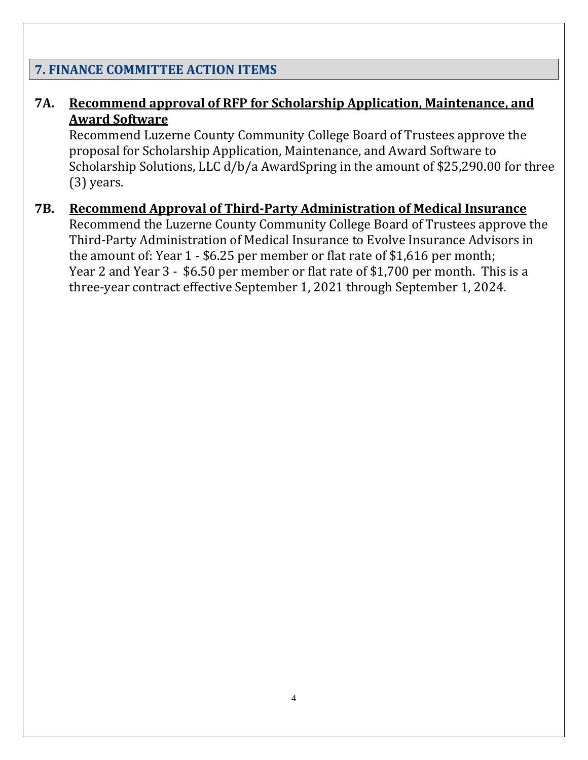## 7. FINANCE COMMITTEE ACTION ITEMS

### 7A. Recommend approval of RFP for Scholarship Application, Maintenance, and Award Software

Recommend Luzerne County Community College Board of Trustees approve the proposal for Scholarship Application, Maintenance, and Award Software to Scholarship Solutions, LLC d/b/a AwardSpring in the amount of $25,290.00 for three (3) years.

### 7B. Recommend Approval of Third-Party Administration of Medical Insurance

Recommend the Luzerne County Community College Board of Trustees approve the Third-Party Administration of Medical Insurance to Evolve Insurance Advisors in the amount of: Year 1 - $6.25 per member or flat rate of $1,616 per month; Year 2 and Year 3 - $6.50 per member or flat rate of $1,700 per month. This is a three-year contract effective September 1, 2021 through September 1, 2024.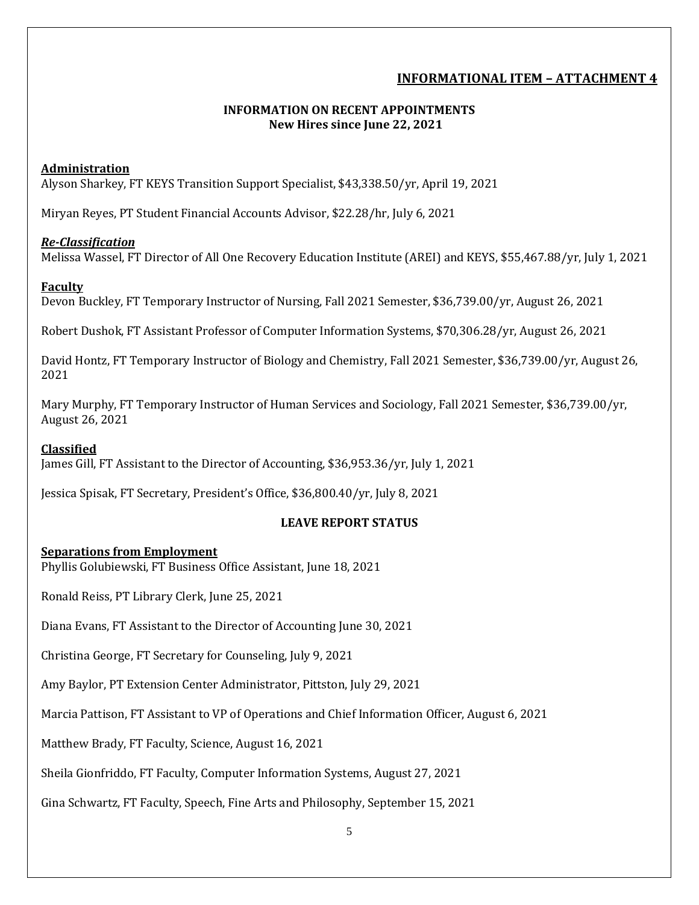**INFORMATIONAL ITEM – ATTACHMENT 4**

## INFORMATION ON RECENT APPOINTMENTS
### New Hires since June 22, 2021

**Administration**

Alyson Sharkey, FT KEYS Transition Support Specialist, $43,338.50/yr, April 19, 2021

Miryan Reyes, PT Student Financial Accounts Advisor, $22.28/hr, July 6, 2021

***Re-Classification***

Melissa Wassel, FT Director of All One Recovery Education Institute (AREI) and KEYS, $55,467.88/yr, July 1, 2021

**Faculty**

Devon Buckley, FT Temporary Instructor of Nursing, Fall 2021 Semester, $36,739.00/yr, August 26, 2021

Robert Dushok, FT Assistant Professor of Computer Information Systems, $70,306.28/yr, August 26, 2021

David Hontz, FT Temporary Instructor of Biology and Chemistry, Fall 2021 Semester, $36,739.00/yr, August 26, 2021

Mary Murphy, FT Temporary Instructor of Human Services and Sociology, Fall 2021 Semester, $36,739.00/yr, August 26, 2021

**Classified**

James Gill, FT Assistant to the Director of Accounting, $36,953.36/yr, July 1, 2021

Jessica Spisak, FT Secretary, President's Office, $36,800.40/yr, July 8, 2021

## LEAVE REPORT STATUS

**Separations from Employment**

Phyllis Golubiewski, FT Business Office Assistant, June 18, 2021

Ronald Reiss, PT Library Clerk, June 25, 2021

Diana Evans, FT Assistant to the Director of Accounting June 30, 2021

Christina George, FT Secretary for Counseling, July 9, 2021

Amy Baylor, PT Extension Center Administrator, Pittston, July 29, 2021

Marcia Pattison, FT Assistant to VP of Operations and Chief Information Officer, August 6, 2021

Matthew Brady, FT Faculty, Science, August 16, 2021

Sheila Gionfriddo, FT Faculty, Computer Information Systems, August 27, 2021

Gina Schwartz, FT Faculty, Speech, Fine Arts and Philosophy, September 15, 2021